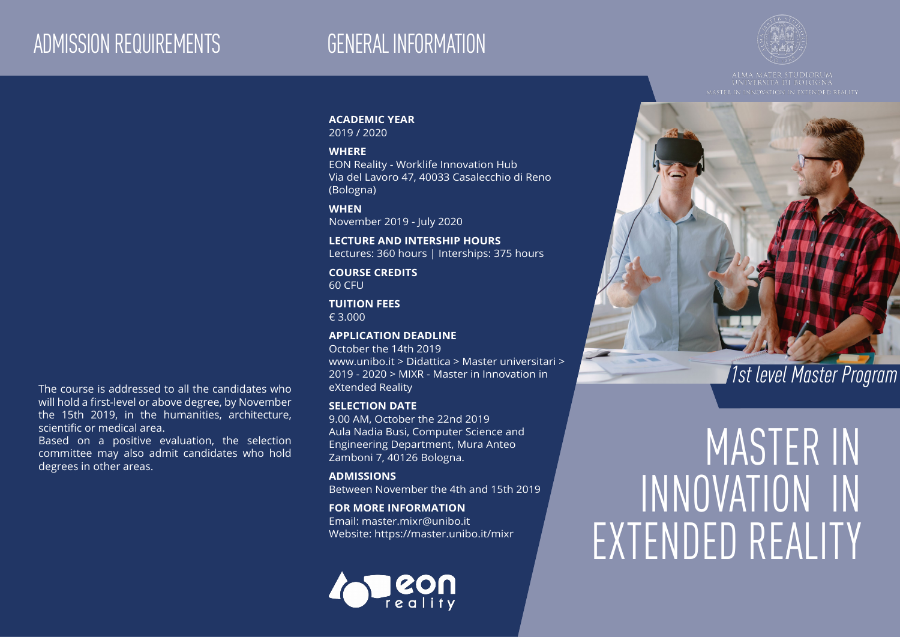# ADMISSION REQUIREMENTS

The course is addressed to all the candidates who will hold a first-level or above degree, by November the 15th 2019, in the humanities, architecture, scientific or medical area.
Based on a positive evaluation, the selection committee may also admit candidates who hold degrees in other areas.

# GENERAL INFORMATION

**ACADEMIC YEAR**
2019 / 2020

**WHERE**
EON Reality - Worklife Innovation Hub
Via del Lavoro 47, 40033 Casalecchio di Reno (Bologna)

**WHEN**
November 2019 - July 2020

**LECTURE AND INTERSHIP HOURS**
Lectures: 360 hours | Interships: 375 hours

**COURSE CREDITS**
60 CFU

**TUITION FEES**
€ 3.000

**APPLICATION DEADLINE**
October the 14th 2019
www.unibo.it > Didattica > Master universitari > 2019 - 2020 > MIXR - Master in Innovation in eXtended Reality

**SELECTION DATE**
9.00 AM, October the 22nd 2019
Aula Nadia Busi, Computer Science and Engineering Department, Mura Anteo Zamboni 7, 40126 Bologna.

**ADMISSIONS**
Between November the 4th and 15th 2019

**FOR MORE INFORMATION**
Email: master.mixr@unibo.it
Website: https://master.unibo.it/mixr

eon reality

ALMA MATER STUDIORUM
UNIVERSITÀ DI BOLOGNA
MASTER IN INNOVATION IN EXTENDED REALITY

*1st level Master Program*

# MASTER IN INNOVATION IN EXTENDED REALITY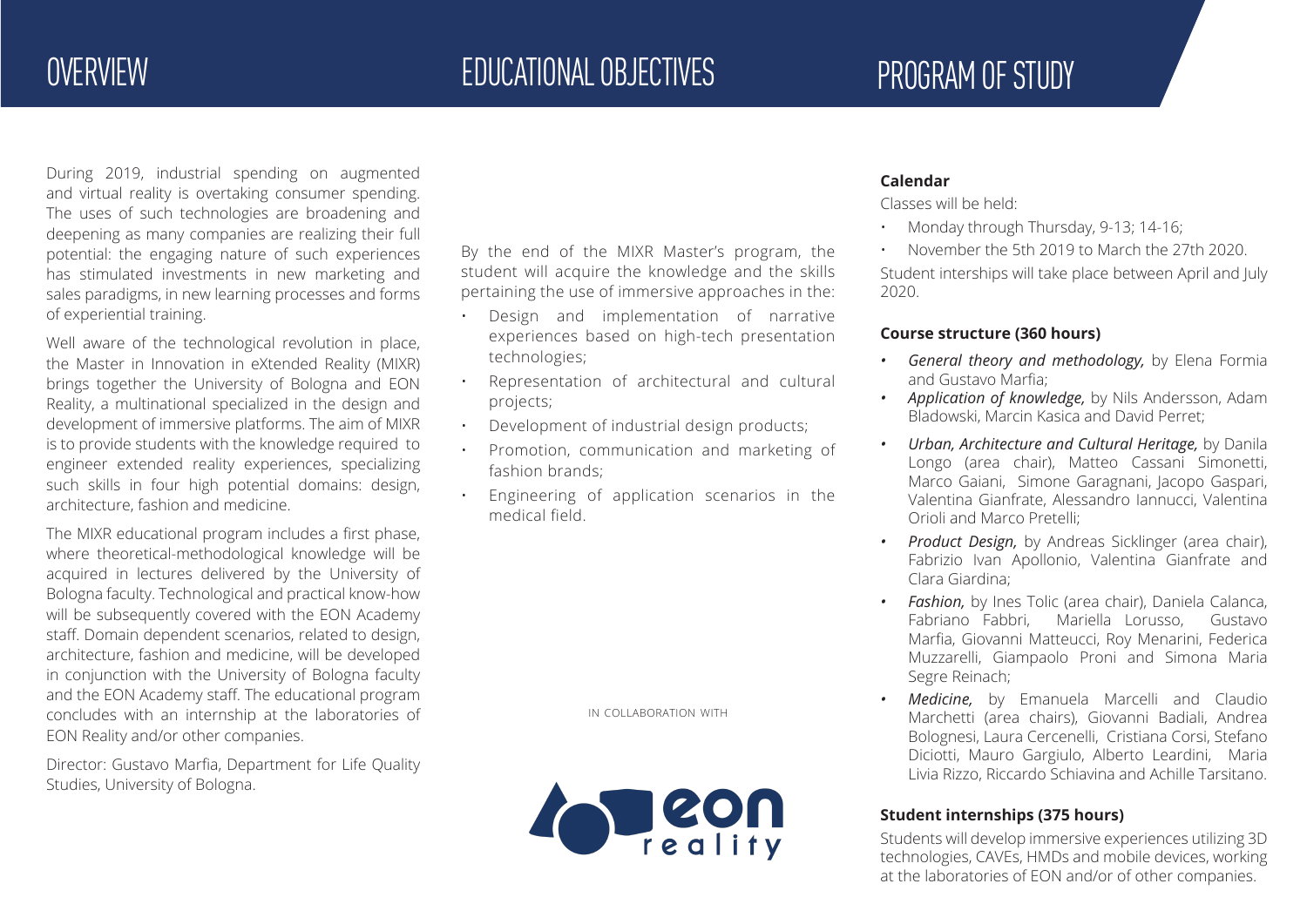# OVERVIEW

During 2019, industrial spending on augmented and virtual reality is overtaking consumer spending. The uses of such technologies are broadening and deepening as many companies are realizing their full potential: the engaging nature of such experiences has stimulated investments in new marketing and sales paradigms, in new learning processes and forms of experiential training.

Well aware of the technological revolution in place, the Master in Innovation in eXtended Reality (MIXR) brings together the University of Bologna and EON Reality, a multinational specialized in the design and development of immersive platforms. The aim of MIXR is to provide students with the knowledge required to engineer extended reality experiences, specializing such skills in four high potential domains: design, architecture, fashion and medicine.

The MIXR educational program includes a first phase, where theoretical-methodological knowledge will be acquired in lectures delivered by the University of Bologna faculty. Technological and practical know-how will be subsequently covered with the EON Academy staff. Domain dependent scenarios, related to design, architecture, fashion and medicine, will be developed in conjunction with the University of Bologna faculty and the EON Academy staff. The educational program concludes with an internship at the laboratories of EON Reality and/or other companies.

Director: Gustavo Marfia, Department for Life Quality Studies, University of Bologna.

# EDUCATIONAL OBJECTIVES

By the end of the MIXR Master's program, the student will acquire the knowledge and the skills pertaining the use of immersive approaches in the:

- Design and implementation of narrative experiences based on high-tech presentation technologies;
- Representation of architectural and cultural projects;
- Development of industrial design products;
- Promotion, communication and marketing of fashion brands;
- Engineering of application scenarios in the medical field.

IN COLLABORATION WITH

eon reality

# PROGRAM OF STUDY

**Calendar**

Classes will be held:

- Monday through Thursday, 9-13; 14-16;
- November the 5th 2019 to March the 27th 2020.

Student interships will take place between April and July 2020.

**Course structure (360 hours)**

- ***General theory and methodology,*** by Elena Formia and Gustavo Marfia;
- ***Application of knowledge,*** by Nils Andersson, Adam Bladowski, Marcin Kasica and David Perret;
- ***Urban, Architecture and Cultural Heritage,*** by Danila Longo (area chair), Matteo Cassani Simonetti, Marco Gaiani, Simone Garagnani, Jacopo Gaspari, Valentina Gianfrate, Alessandro Iannucci, Valentina Orioli and Marco Pretelli;
- ***Product Design,*** by Andreas Sicklinger (area chair), Fabrizio Ivan Apollonio, Valentina Gianfrate and Clara Giardina;
- ***Fashion,*** by Ines Tolic (area chair), Daniela Calanca, Fabriano Fabbri, Mariella Lorusso, Gustavo Marfia, Giovanni Matteucci, Roy Menarini, Federica Muzzarelli, Giampaolo Proni and Simona Maria Segre Reinach;
- ***Medicine,*** by Emanuela Marcelli and Claudio Marchetti (area chairs), Giovanni Badiali, Andrea Bolognesi, Laura Cercenelli, Cristiana Corsi, Stefano Diciotti, Mauro Gargiulo, Alberto Leardini, Maria Livia Rizzo, Riccardo Schiavina and Achille Tarsitano.

**Student internships (375 hours)**

Students will develop immersive experiences utilizing 3D technologies, CAVEs, HMDs and mobile devices, working at the laboratories of EON and/or of other companies.